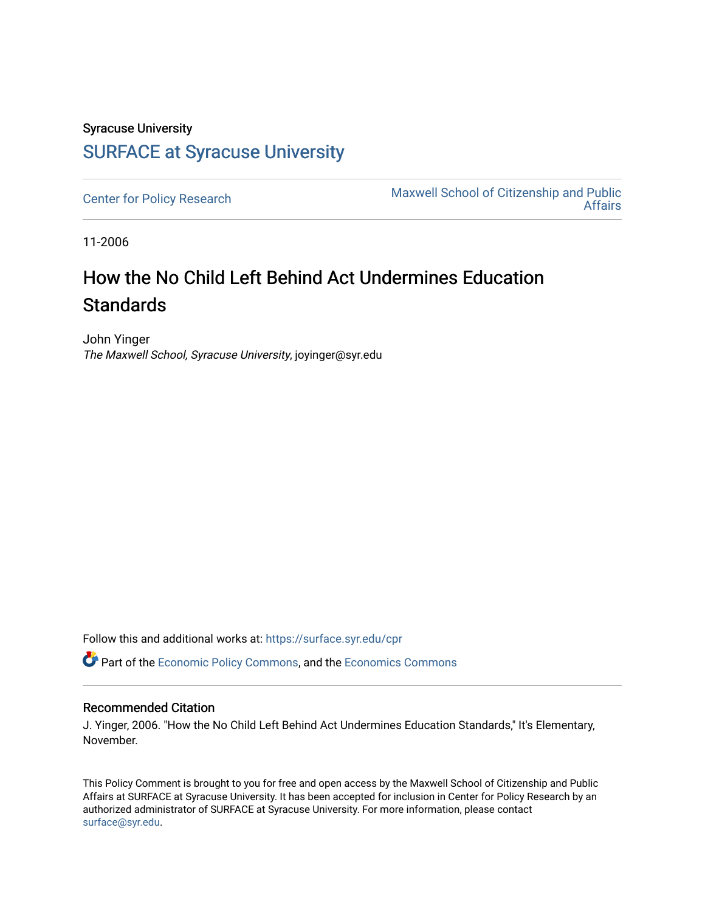Syracuse University

# SURFACE at Syracuse University

Center for Policy Research

Maxwell School of Citizenship and Public Affairs

11-2006

## How the No Child Left Behind Act Undermines Education Standards

John Yinger
*The Maxwell School, Syracuse University*, joyinger@syr.edu

Follow this and additional works at: https://surface.syr.edu/cpr

Part of the Economic Policy Commons, and the Economics Commons

### Recommended Citation

J. Yinger, 2006. "How the No Child Left Behind Act Undermines Education Standards," It's Elementary, November.

This Policy Comment is brought to you for free and open access by the Maxwell School of Citizenship and Public Affairs at SURFACE at Syracuse University. It has been accepted for inclusion in Center for Policy Research by an authorized administrator of SURFACE at Syracuse University. For more information, please contact surface@syr.edu.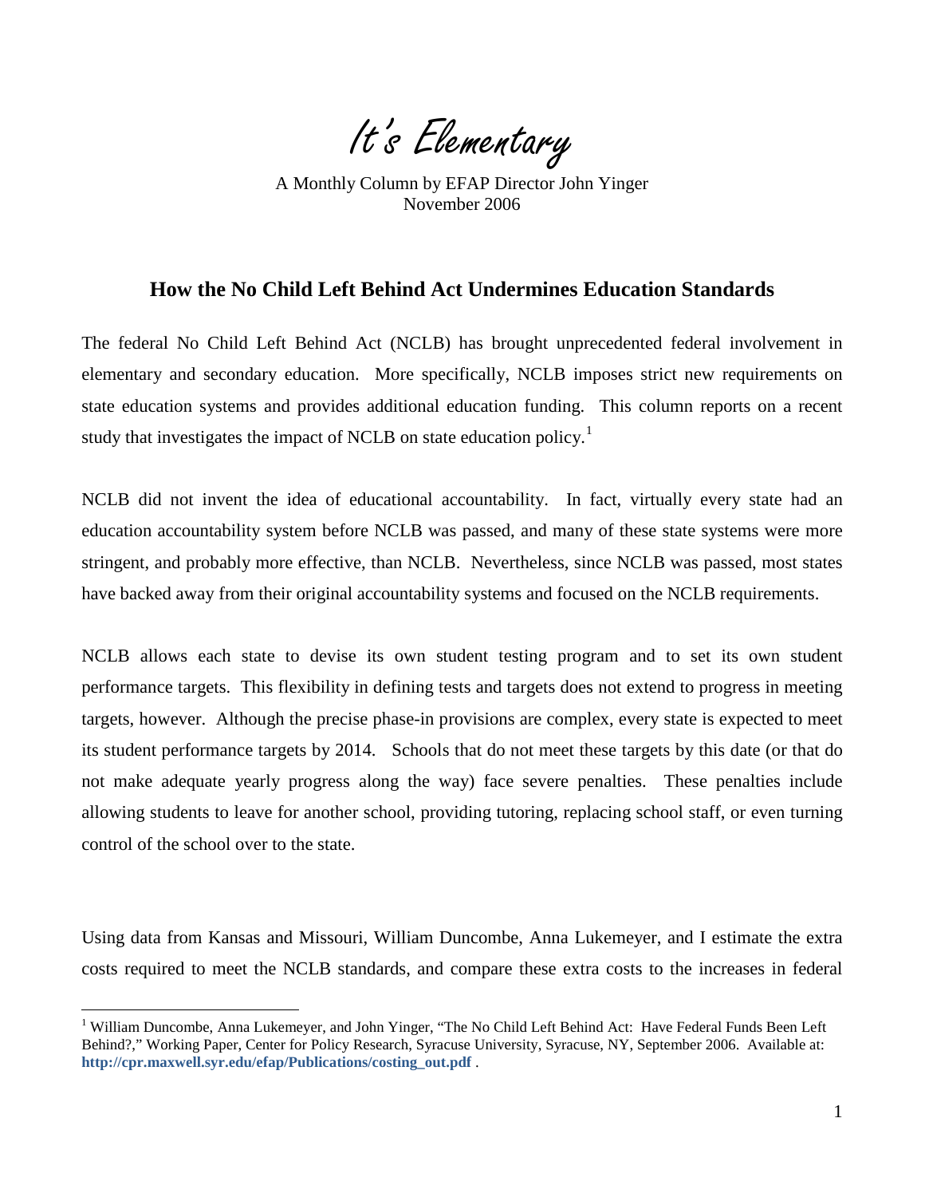# It's Elementary

A Monthly Column by EFAP Director John Yinger
November 2006

## How the No Child Left Behind Act Undermines Education Standards

The federal No Child Left Behind Act (NCLB) has brought unprecedented federal involvement in elementary and secondary education. More specifically, NCLB imposes strict new requirements on state education systems and provides additional education funding. This column reports on a recent study that investigates the impact of NCLB on state education policy.[1]

NCLB did not invent the idea of educational accountability. In fact, virtually every state had an education accountability system before NCLB was passed, and many of these state systems were more stringent, and probably more effective, than NCLB. Nevertheless, since NCLB was passed, most states have backed away from their original accountability systems and focused on the NCLB requirements.

NCLB allows each state to devise its own student testing program and to set its own student performance targets. This flexibility in defining tests and targets does not extend to progress in meeting targets, however. Although the precise phase-in provisions are complex, every state is expected to meet its student performance targets by 2014. Schools that do not meet these targets by this date (or that do not make adequate yearly progress along the way) face severe penalties. These penalties include allowing students to leave for another school, providing tutoring, replacing school staff, or even turning control of the school over to the state.

Using data from Kansas and Missouri, William Duncombe, Anna Lukemeyer, and I estimate the extra costs required to meet the NCLB standards, and compare these extra costs to the increases in federal

[1] William Duncombe, Anna Lukemeyer, and John Yinger, "The No Child Left Behind Act: Have Federal Funds Been Left Behind?," Working Paper, Center for Policy Research, Syracuse University, Syracuse, NY, September 2006. Available at: **http://cpr.maxwell.syr.edu/efap/Publications/costing_out.pdf** .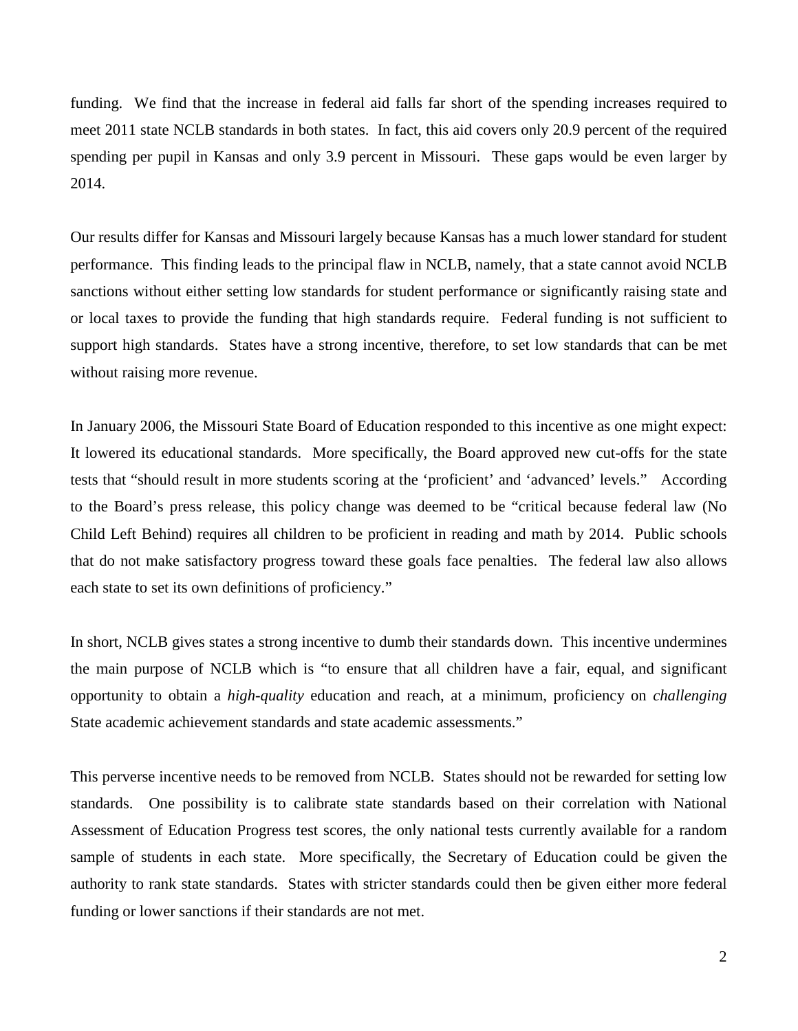funding. We find that the increase in federal aid falls far short of the spending increases required to meet 2011 state NCLB standards in both states. In fact, this aid covers only 20.9 percent of the required spending per pupil in Kansas and only 3.9 percent in Missouri. These gaps would be even larger by 2014.

Our results differ for Kansas and Missouri largely because Kansas has a much lower standard for student performance. This finding leads to the principal flaw in NCLB, namely, that a state cannot avoid NCLB sanctions without either setting low standards for student performance or significantly raising state and or local taxes to provide the funding that high standards require. Federal funding is not sufficient to support high standards. States have a strong incentive, therefore, to set low standards that can be met without raising more revenue.

In January 2006, the Missouri State Board of Education responded to this incentive as one might expect: It lowered its educational standards. More specifically, the Board approved new cut-offs for the state tests that "should result in more students scoring at the 'proficient' and 'advanced' levels." According to the Board's press release, this policy change was deemed to be "critical because federal law (No Child Left Behind) requires all children to be proficient in reading and math by 2014. Public schools that do not make satisfactory progress toward these goals face penalties. The federal law also allows each state to set its own definitions of proficiency."

In short, NCLB gives states a strong incentive to dumb their standards down. This incentive undermines the main purpose of NCLB which is "to ensure that all children have a fair, equal, and significant opportunity to obtain a *high-quality* education and reach, at a minimum, proficiency on *challenging* State academic achievement standards and state academic assessments."

This perverse incentive needs to be removed from NCLB. States should not be rewarded for setting low standards. One possibility is to calibrate state standards based on their correlation with National Assessment of Education Progress test scores, the only national tests currently available for a random sample of students in each state. More specifically, the Secretary of Education could be given the authority to rank state standards. States with stricter standards could then be given either more federal funding or lower sanctions if their standards are not met.